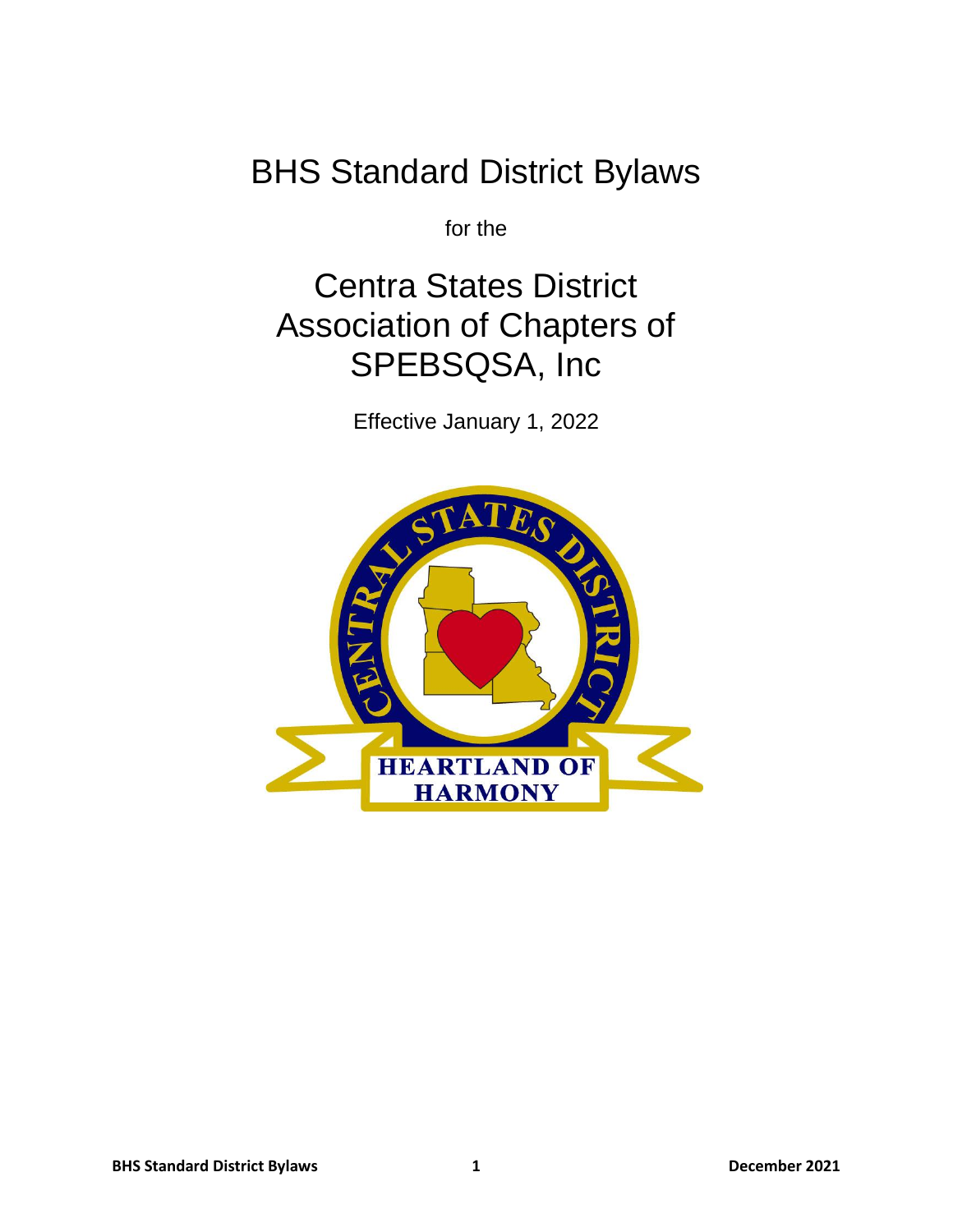# BHS Standard District Bylaws

for the

# Centra States District Association of Chapters of SPEBSQSA, Inc

Effective January 1, 2022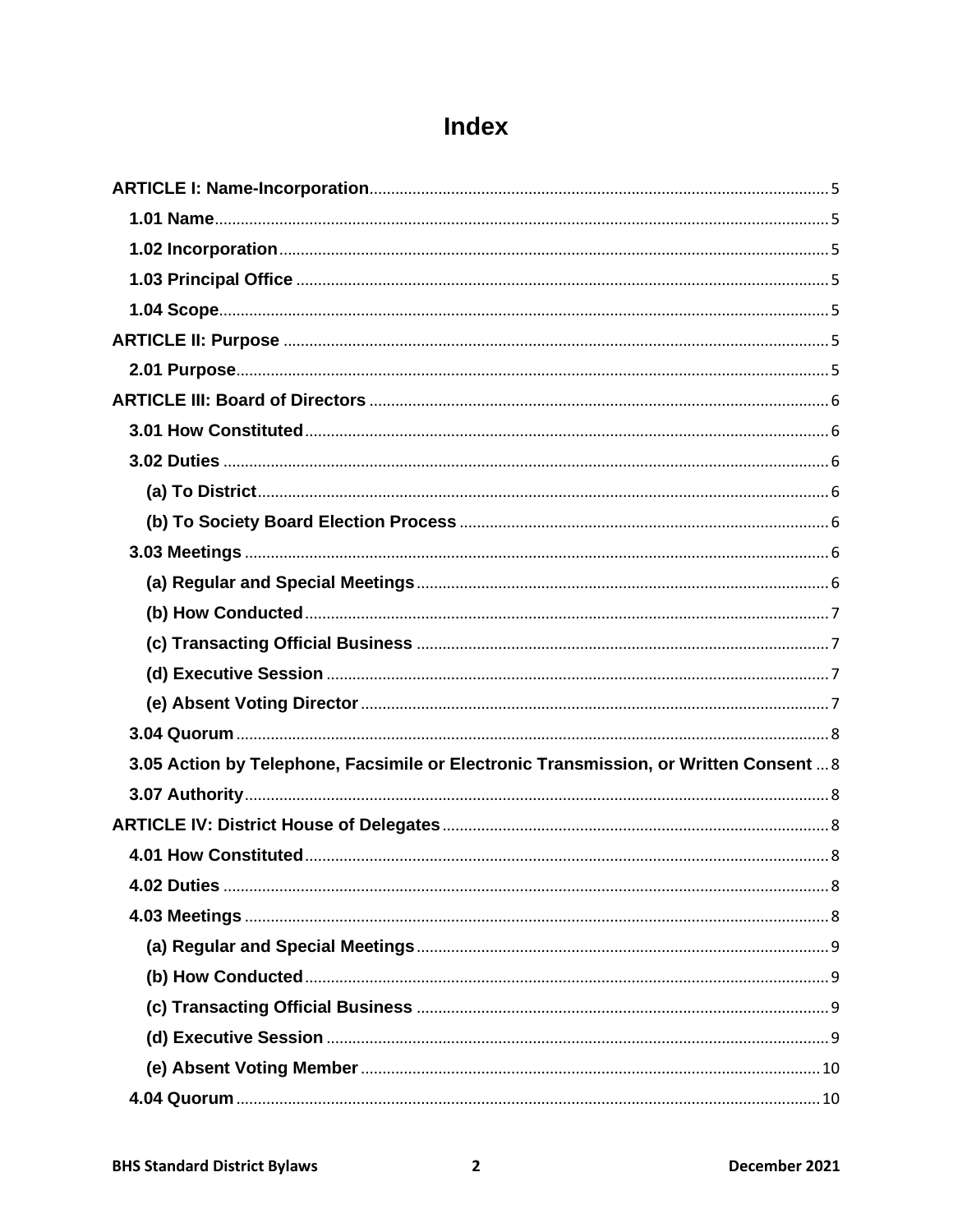# Index

**ARTICLE I: Name-Incorporation** ........ 5

- **1.01 Name** ........ 5
- **1.02 Incorporation** ........ 5
- **1.03 Principal Office** ........ 5
- **1.04 Scope** ........ 5

**ARTICLE II: Purpose** ........ 5

- **2.01 Purpose** ........ 5

**ARTICLE III: Board of Directors** ........ 6

- **3.01 How Constituted** ........ 6
- **3.02 Duties** ........ 6
  - **(a) To District** ........ 6
  - **(b) To Society Board Election Process** ........ 6
- **3.03 Meetings** ........ 6
  - **(a) Regular and Special Meetings** ........ 6
  - **(b) How Conducted** ........ 7
  - **(c) Transacting Official Business** ........ 7
  - **(d) Executive Session** ........ 7
  - **(e) Absent Voting Director** ........ 7
- **3.04 Quorum** ........ 8
- **3.05 Action by Telephone, Facsimile or Electronic Transmission, or Written Consent** ........ 8
- **3.07 Authority** ........ 8

**ARTICLE IV: District House of Delegates** ........ 8

- **4.01 How Constituted** ........ 8
- **4.02 Duties** ........ 8
- **4.03 Meetings** ........ 8
  - **(a) Regular and Special Meetings** ........ 9
  - **(b) How Conducted** ........ 9
  - **(c) Transacting Official Business** ........ 9
  - **(d) Executive Session** ........ 9
  - **(e) Absent Voting Member** ........ 10
- **4.04 Quorum** ........ 10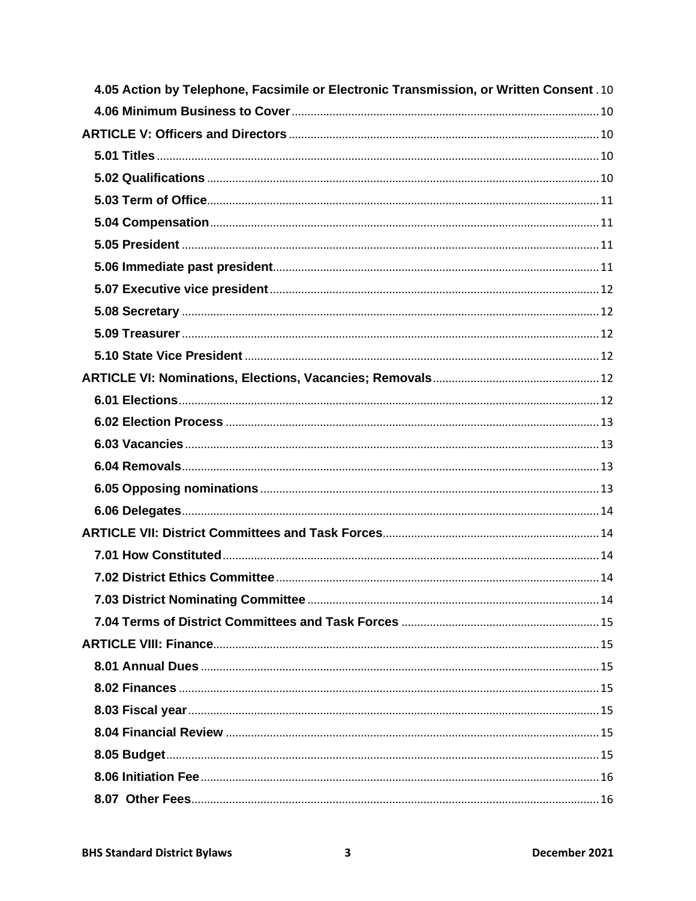4.05 Action by Telephone, Facsimile or Electronic Transmission, or Written Consent . 10

4.06 Minimum Business to Cover ........ 10

ARTICLE V: Officers and Directors ........ 10

5.01 Titles ........ 10

5.02 Qualifications ........ 10

5.03 Term of Office ........ 11

5.04 Compensation ........ 11

5.05 President ........ 11

5.06 Immediate past president ........ 11

5.07 Executive vice president ........ 12

5.08 Secretary ........ 12

5.09 Treasurer ........ 12

5.10 State Vice President ........ 12

ARTICLE VI: Nominations, Elections, Vacancies; Removals ........ 12

6.01 Elections ........ 12

6.02 Election Process ........ 13

6.03 Vacancies ........ 13

6.04 Removals ........ 13

6.05 Opposing nominations ........ 13

6.06 Delegates ........ 14

ARTICLE VII: District Committees and Task Forces ........ 14

7.01 How Constituted ........ 14

7.02 District Ethics Committee ........ 14

7.03 District Nominating Committee ........ 14

7.04 Terms of District Committees and Task Forces ........ 15

ARTICLE VIII: Finance ........ 15

8.01 Annual Dues ........ 15

8.02 Finances ........ 15

8.03 Fiscal year ........ 15

8.04 Financial Review ........ 15

8.05 Budget ........ 15

8.06 Initiation Fee ........ 16

8.07 Other Fees ........ 16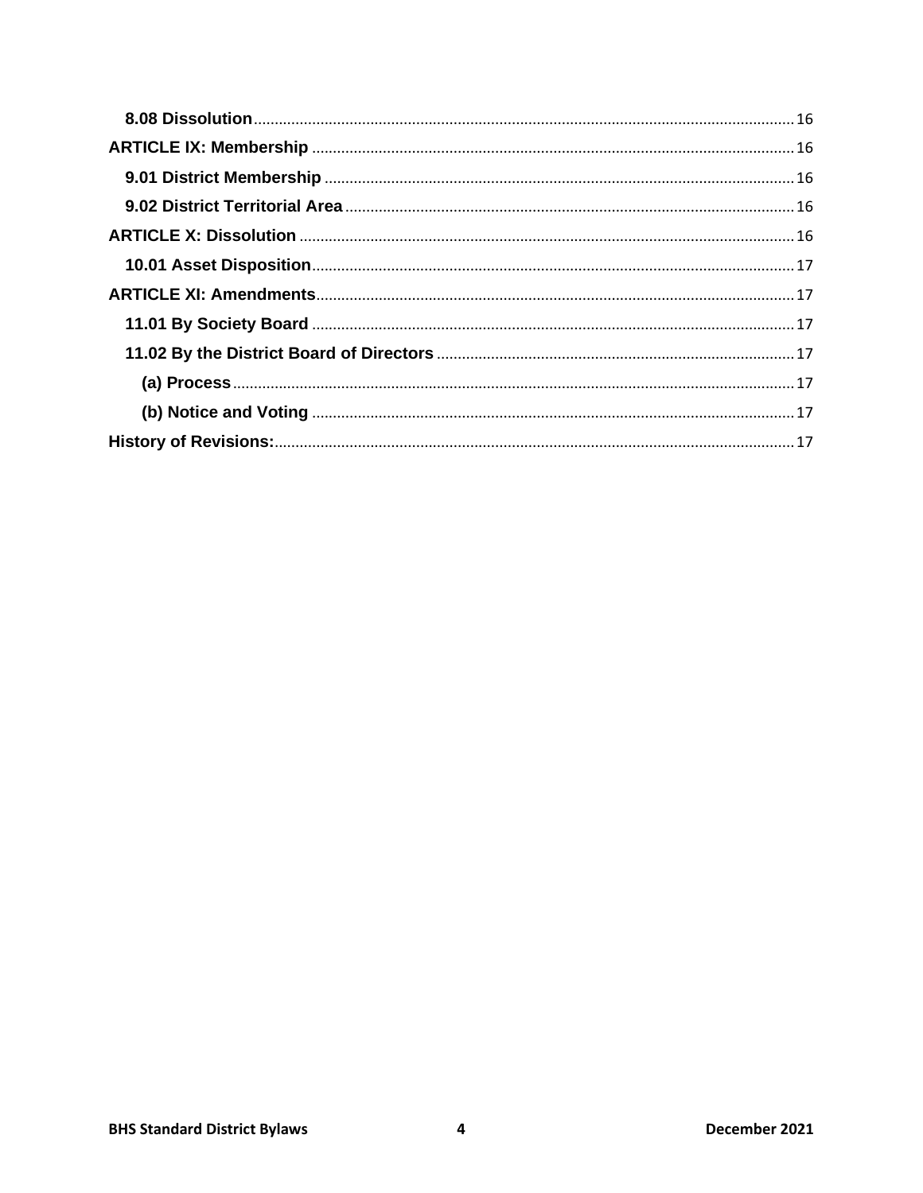8.08 Dissolution ... 16

ARTICLE IX: Membership ... 16

9.01 District Membership ... 16

9.02 District Territorial Area ... 16

ARTICLE X: Dissolution ... 16

10.01 Asset Disposition ... 17

ARTICLE XI: Amendments ... 17

11.01 By Society Board ... 17

11.02 By the District Board of Directors ... 17

(a) Process ... 17

(b) Notice and Voting ... 17

History of Revisions: ... 17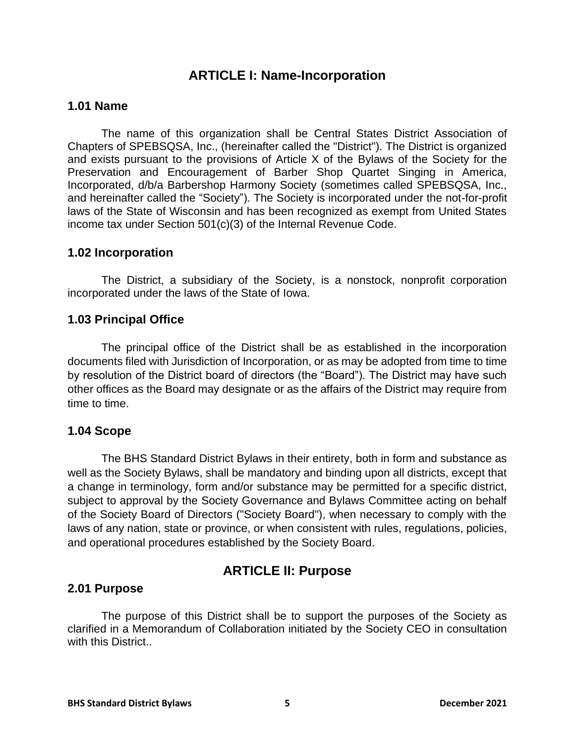## ARTICLE I: Name-Incorporation

### 1.01 Name

The name of this organization shall be Central States District Association of Chapters of SPEBSQSA, Inc., (hereinafter called the "District"). The District is organized and exists pursuant to the provisions of Article X of the Bylaws of the Society for the Preservation and Encouragement of Barber Shop Quartet Singing in America, Incorporated, d/b/a Barbershop Harmony Society (sometimes called SPEBSQSA, Inc., and hereinafter called the "Society"). The Society is incorporated under the not-for-profit laws of the State of Wisconsin and has been recognized as exempt from United States income tax under Section 501(c)(3) of the Internal Revenue Code.

### 1.02 Incorporation

The District, a subsidiary of the Society, is a nonstock, nonprofit corporation incorporated under the laws of the State of Iowa.

### 1.03 Principal Office

The principal office of the District shall be as established in the incorporation documents filed with Jurisdiction of Incorporation, or as may be adopted from time to time by resolution of the District board of directors (the "Board"). The District may have such other offices as the Board may designate or as the affairs of the District may require from time to time.

### 1.04 Scope

The BHS Standard District Bylaws in their entirety, both in form and substance as well as the Society Bylaws, shall be mandatory and binding upon all districts, except that a change in terminology, form and/or substance may be permitted for a specific district, subject to approval by the Society Governance and Bylaws Committee acting on behalf of the Society Board of Directors ("Society Board"), when necessary to comply with the laws of any nation, state or province, or when consistent with rules, regulations, policies, and operational procedures established by the Society Board.

## ARTICLE II: Purpose

### 2.01 Purpose

The purpose of this District shall be to support the purposes of the Society as clarified in a Memorandum of Collaboration initiated by the Society CEO in consultation with this District..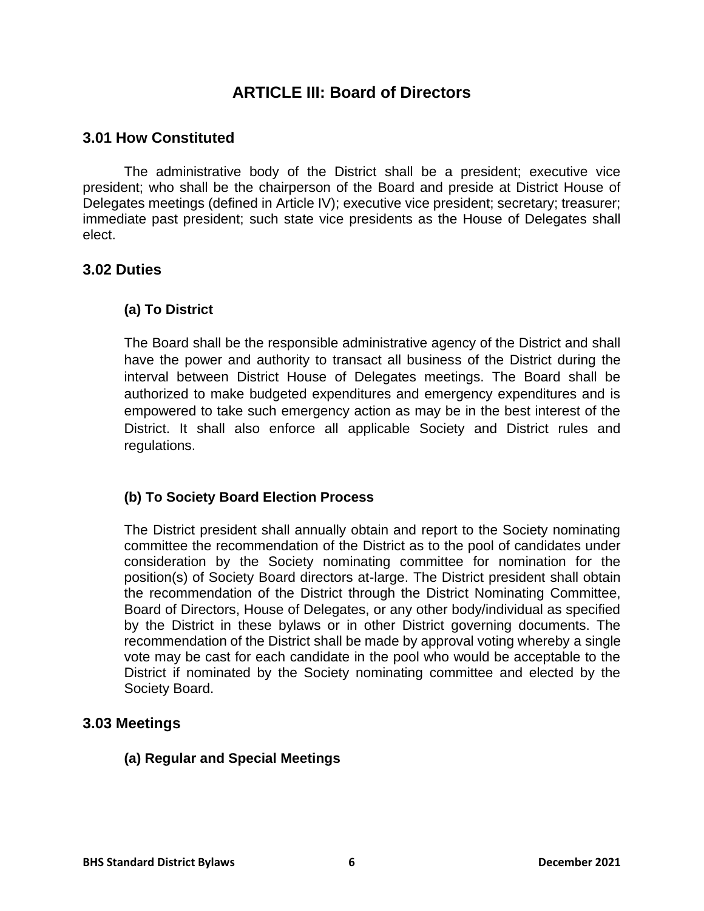# ARTICLE III: Board of Directors

## 3.01 How Constituted

The administrative body of the District shall be a president; executive vice president; who shall be the chairperson of the Board and preside at District House of Delegates meetings (defined in Article IV); executive vice president; secretary; treasurer; immediate past president; such state vice presidents as the House of Delegates shall elect.

## 3.02 Duties

### (a) To District

The Board shall be the responsible administrative agency of the District and shall have the power and authority to transact all business of the District during the interval between District House of Delegates meetings. The Board shall be authorized to make budgeted expenditures and emergency expenditures and is empowered to take such emergency action as may be in the best interest of the District. It shall also enforce all applicable Society and District rules and regulations.

### (b) To Society Board Election Process

The District president shall annually obtain and report to the Society nominating committee the recommendation of the District as to the pool of candidates under consideration by the Society nominating committee for nomination for the position(s) of Society Board directors at-large. The District president shall obtain the recommendation of the District through the District Nominating Committee, Board of Directors, House of Delegates, or any other body/individual as specified by the District in these bylaws or in other District governing documents. The recommendation of the District shall be made by approval voting whereby a single vote may be cast for each candidate in the pool who would be acceptable to the District if nominated by the Society nominating committee and elected by the Society Board.

## 3.03 Meetings

### (a) Regular and Special Meetings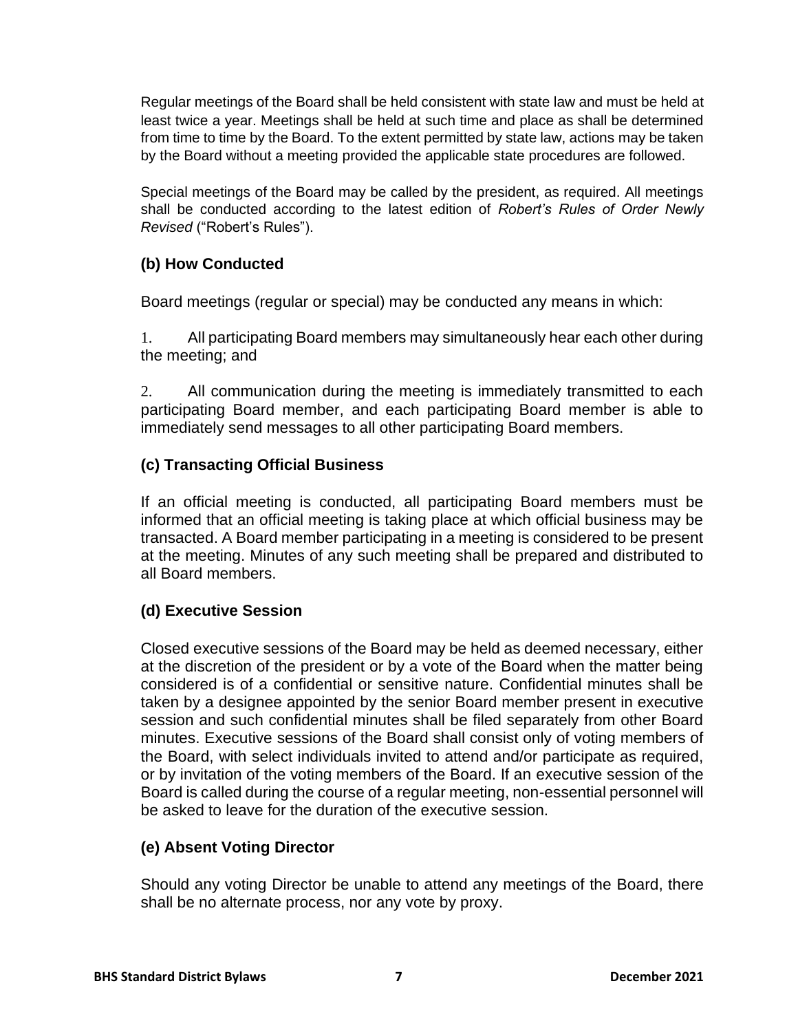Regular meetings of the Board shall be held consistent with state law and must be held at least twice a year. Meetings shall be held at such time and place as shall be determined from time to time by the Board. To the extent permitted by state law, actions may be taken by the Board without a meeting provided the applicable state procedures are followed.

Special meetings of the Board may be called by the president, as required. All meetings shall be conducted according to the latest edition of *Robert's Rules of Order Newly Revised* ("Robert's Rules").

### (b) How Conducted

Board meetings (regular or special) may be conducted any means in which:

1. All participating Board members may simultaneously hear each other during the meeting; and

2. All communication during the meeting is immediately transmitted to each participating Board member, and each participating Board member is able to immediately send messages to all other participating Board members.

### (c) Transacting Official Business

If an official meeting is conducted, all participating Board members must be informed that an official meeting is taking place at which official business may be transacted. A Board member participating in a meeting is considered to be present at the meeting. Minutes of any such meeting shall be prepared and distributed to all Board members.

### (d) Executive Session

Closed executive sessions of the Board may be held as deemed necessary, either at the discretion of the president or by a vote of the Board when the matter being considered is of a confidential or sensitive nature. Confidential minutes shall be taken by a designee appointed by the senior Board member present in executive session and such confidential minutes shall be filed separately from other Board minutes. Executive sessions of the Board shall consist only of voting members of the Board, with select individuals invited to attend and/or participate as required, or by invitation of the voting members of the Board. If an executive session of the Board is called during the course of a regular meeting, non-essential personnel will be asked to leave for the duration of the executive session.

### (e) Absent Voting Director

Should any voting Director be unable to attend any meetings of the Board, there shall be no alternate process, nor any vote by proxy.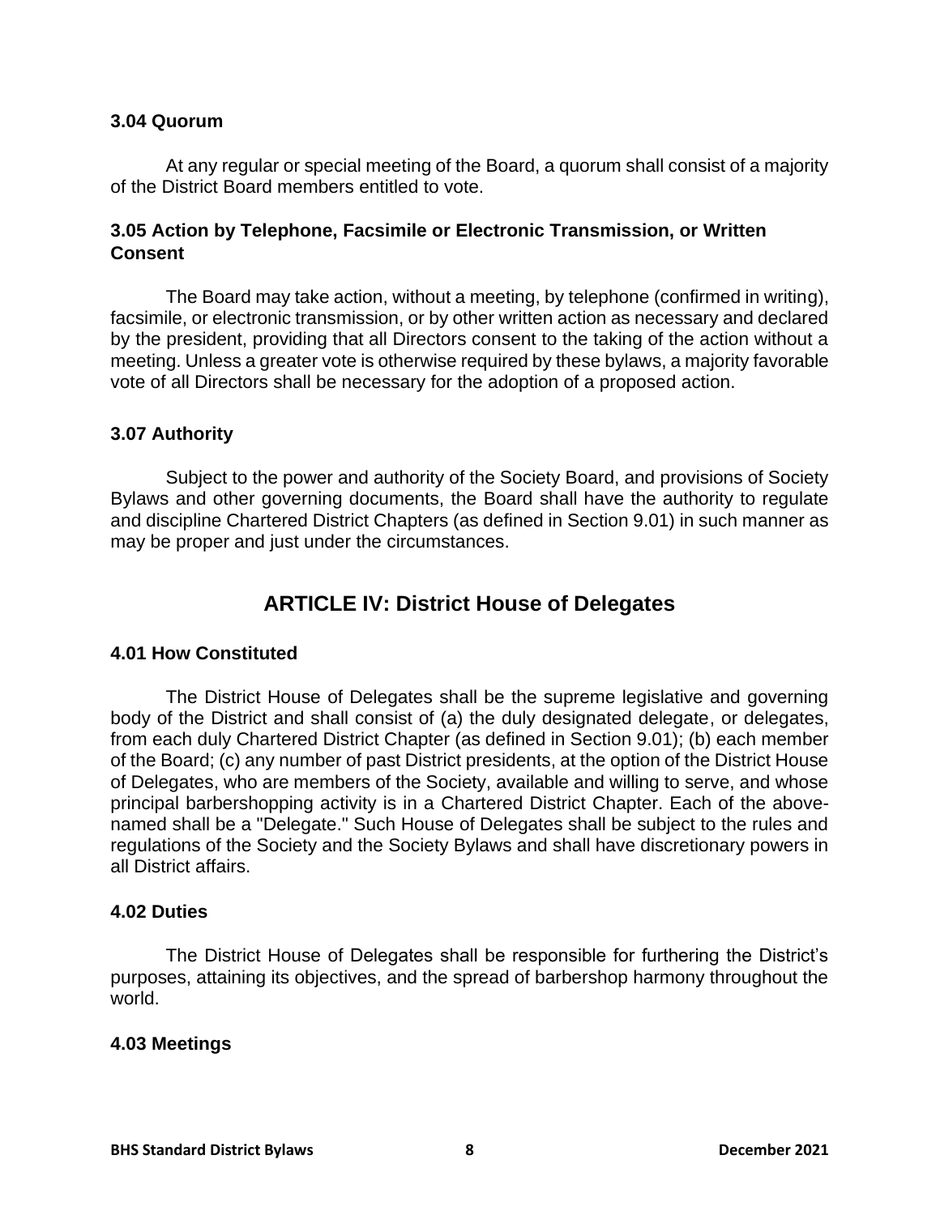### 3.04 Quorum

At any regular or special meeting of the Board, a quorum shall consist of a majority of the District Board members entitled to vote.

### 3.05 Action by Telephone, Facsimile or Electronic Transmission, or Written Consent

The Board may take action, without a meeting, by telephone (confirmed in writing), facsimile, or electronic transmission, or by other written action as necessary and declared by the president, providing that all Directors consent to the taking of the action without a meeting. Unless a greater vote is otherwise required by these bylaws, a majority favorable vote of all Directors shall be necessary for the adoption of a proposed action.

### 3.07 Authority

Subject to the power and authority of the Society Board, and provisions of Society Bylaws and other governing documents, the Board shall have the authority to regulate and discipline Chartered District Chapters (as defined in Section 9.01) in such manner as may be proper and just under the circumstances.

## ARTICLE IV: District House of Delegates

### 4.01 How Constituted

The District House of Delegates shall be the supreme legislative and governing body of the District and shall consist of (a) the duly designated delegate, or delegates, from each duly Chartered District Chapter (as defined in Section 9.01); (b) each member of the Board; (c) any number of past District presidents, at the option of the District House of Delegates, who are members of the Society, available and willing to serve, and whose principal barbershopping activity is in a Chartered District Chapter. Each of the above-named shall be a "Delegate." Such House of Delegates shall be subject to the rules and regulations of the Society and the Society Bylaws and shall have discretionary powers in all District affairs.

### 4.02 Duties

The District House of Delegates shall be responsible for furthering the District's purposes, attaining its objectives, and the spread of barbershop harmony throughout the world.

### 4.03 Meetings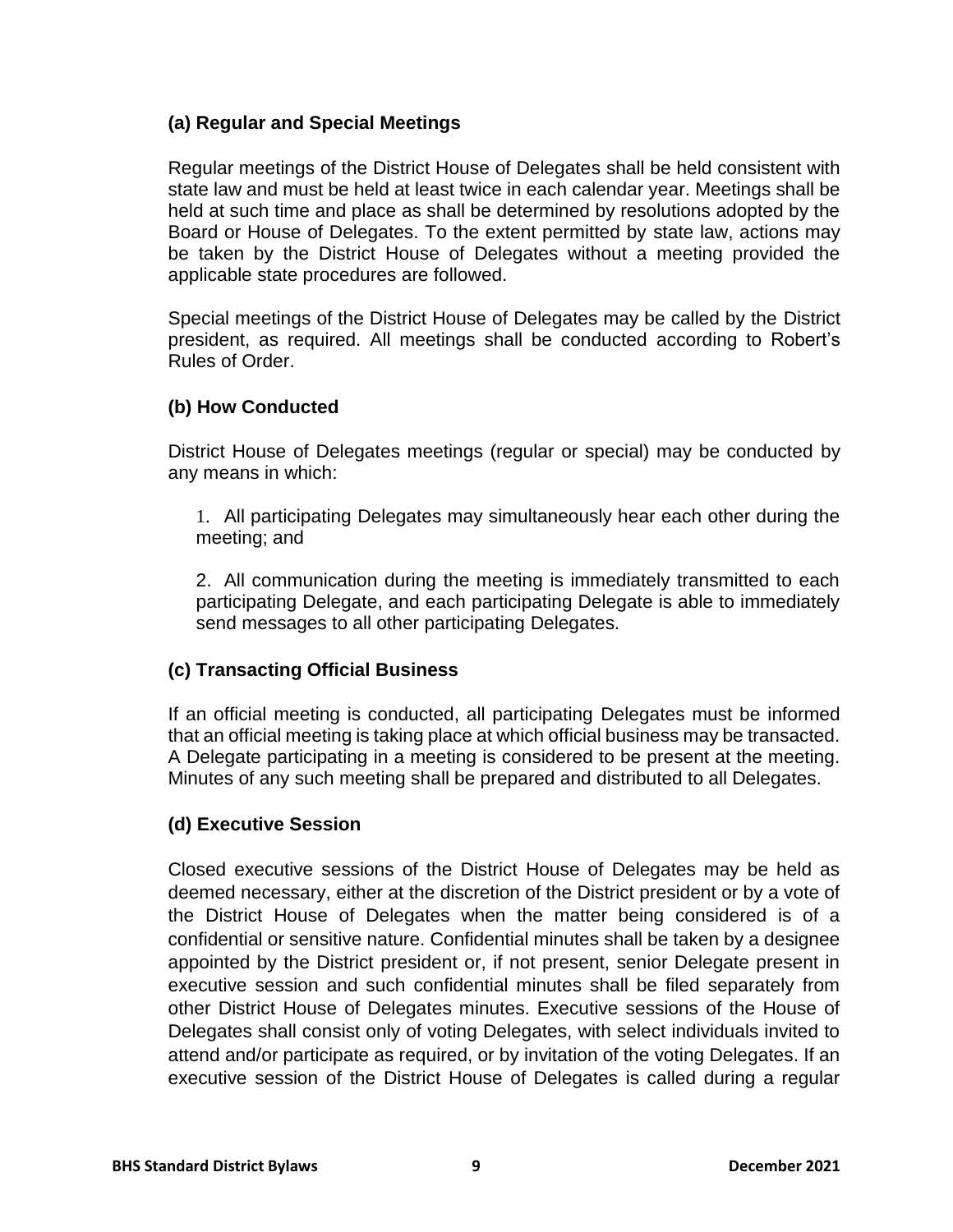### (a) Regular and Special Meetings

Regular meetings of the District House of Delegates shall be held consistent with state law and must be held at least twice in each calendar year. Meetings shall be held at such time and place as shall be determined by resolutions adopted by the Board or House of Delegates. To the extent permitted by state law, actions may be taken by the District House of Delegates without a meeting provided the applicable state procedures are followed.

Special meetings of the District House of Delegates may be called by the District president, as required. All meetings shall be conducted according to Robert's Rules of Order.

### (b) How Conducted

District House of Delegates meetings (regular or special) may be conducted by any means in which:

1. All participating Delegates may simultaneously hear each other during the meeting; and

2. All communication during the meeting is immediately transmitted to each participating Delegate, and each participating Delegate is able to immediately send messages to all other participating Delegates.

### (c) Transacting Official Business

If an official meeting is conducted, all participating Delegates must be informed that an official meeting is taking place at which official business may be transacted. A Delegate participating in a meeting is considered to be present at the meeting. Minutes of any such meeting shall be prepared and distributed to all Delegates.

### (d) Executive Session

Closed executive sessions of the District House of Delegates may be held as deemed necessary, either at the discretion of the District president or by a vote of the District House of Delegates when the matter being considered is of a confidential or sensitive nature. Confidential minutes shall be taken by a designee appointed by the District president or, if not present, senior Delegate present in executive session and such confidential minutes shall be filed separately from other District House of Delegates minutes. Executive sessions of the House of Delegates shall consist only of voting Delegates, with select individuals invited to attend and/or participate as required, or by invitation of the voting Delegates. If an executive session of the District House of Delegates is called during a regular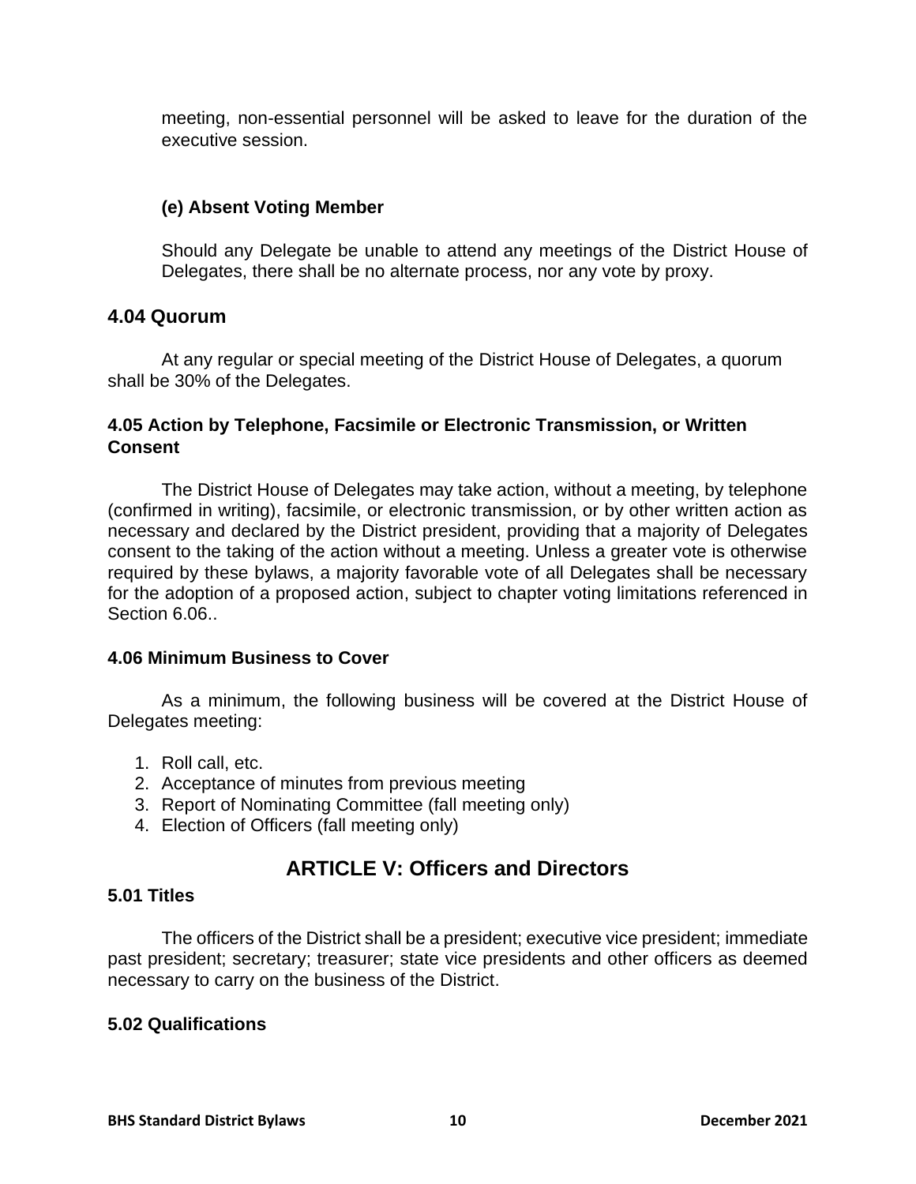meeting, non-essential personnel will be asked to leave for the duration of the executive session.

#### (e) Absent Voting Member

Should any Delegate be unable to attend any meetings of the District House of Delegates, there shall be no alternate process, nor any vote by proxy.

### 4.04 Quorum

At any regular or special meeting of the District House of Delegates, a quorum shall be 30% of the Delegates.

### 4.05 Action by Telephone, Facsimile or Electronic Transmission, or Written Consent

The District House of Delegates may take action, without a meeting, by telephone (confirmed in writing), facsimile, or electronic transmission, or by other written action as necessary and declared by the District president, providing that a majority of Delegates consent to the taking of the action without a meeting. Unless a greater vote is otherwise required by these bylaws, a majority favorable vote of all Delegates shall be necessary for the adoption of a proposed action, subject to chapter voting limitations referenced in Section 6.06..

### 4.06 Minimum Business to Cover

As a minimum, the following business will be covered at the District House of Delegates meeting:

1. Roll call, etc.
2. Acceptance of minutes from previous meeting
3. Report of Nominating Committee (fall meeting only)
4. Election of Officers (fall meeting only)

## ARTICLE V: Officers and Directors

### 5.01 Titles

The officers of the District shall be a president; executive vice president; immediate past president; secretary; treasurer; state vice presidents and other officers as deemed necessary to carry on the business of the District.

### 5.02 Qualifications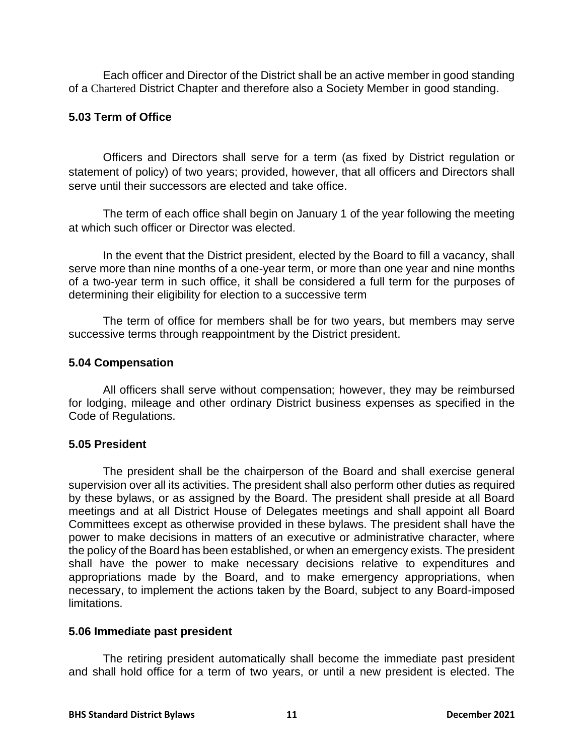Each officer and Director of the District shall be an active member in good standing of a Chartered District Chapter and therefore also a Society Member in good standing.

### 5.03 Term of Office

Officers and Directors shall serve for a term (as fixed by District regulation or statement of policy) of two years; provided, however, that all officers and Directors shall serve until their successors are elected and take office.

The term of each office shall begin on January 1 of the year following the meeting at which such officer or Director was elected.

In the event that the District president, elected by the Board to fill a vacancy, shall serve more than nine months of a one-year term, or more than one year and nine months of a two-year term in such office, it shall be considered a full term for the purposes of determining their eligibility for election to a successive term

The term of office for members shall be for two years, but members may serve successive terms through reappointment by the District president.

### 5.04 Compensation

All officers shall serve without compensation; however, they may be reimbursed for lodging, mileage and other ordinary District business expenses as specified in the Code of Regulations.

### 5.05 President

The president shall be the chairperson of the Board and shall exercise general supervision over all its activities. The president shall also perform other duties as required by these bylaws, or as assigned by the Board. The president shall preside at all Board meetings and at all District House of Delegates meetings and shall appoint all Board Committees except as otherwise provided in these bylaws. The president shall have the power to make decisions in matters of an executive or administrative character, where the policy of the Board has been established, or when an emergency exists. The president shall have the power to make necessary decisions relative to expenditures and appropriations made by the Board, and to make emergency appropriations, when necessary, to implement the actions taken by the Board, subject to any Board-imposed limitations.

### 5.06 Immediate past president

The retiring president automatically shall become the immediate past president and shall hold office for a term of two years, or until a new president is elected. The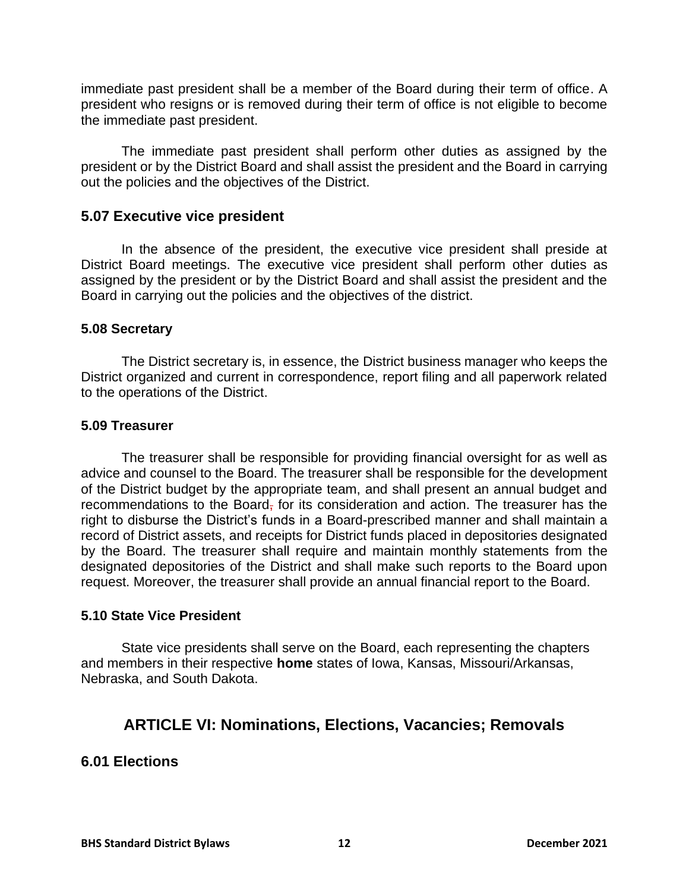immediate past president shall be a member of the Board during their term of office. A president who resigns or is removed during their term of office is not eligible to become the immediate past president.

The immediate past president shall perform other duties as assigned by the president or by the District Board and shall assist the president and the Board in carrying out the policies and the objectives of the District.

## 5.07 Executive vice president

In the absence of the president, the executive vice president shall preside at District Board meetings. The executive vice president shall perform other duties as assigned by the president or by the District Board and shall assist the president and the Board in carrying out the policies and the objectives of the district.

### 5.08 Secretary

The District secretary is, in essence, the District business manager who keeps the District organized and current in correspondence, report filing and all paperwork related to the operations of the District.

### 5.09 Treasurer

The treasurer shall be responsible for providing financial oversight for as well as advice and counsel to the Board. The treasurer shall be responsible for the development of the District budget by the appropriate team, and shall present an annual budget and recommendations to the Board, for its consideration and action. The treasurer has the right to disburse the District's funds in a Board-prescribed manner and shall maintain a record of District assets, and receipts for District funds placed in depositories designated by the Board. The treasurer shall require and maintain monthly statements from the designated depositories of the District and shall make such reports to the Board upon request. Moreover, the treasurer shall provide an annual financial report to the Board.

### 5.10 State Vice President

State vice presidents shall serve on the Board, each representing the chapters and members in their respective **home** states of Iowa, Kansas, Missouri/Arkansas, Nebraska, and South Dakota.

# ARTICLE VI: Nominations, Elections, Vacancies; Removals

## 6.01 Elections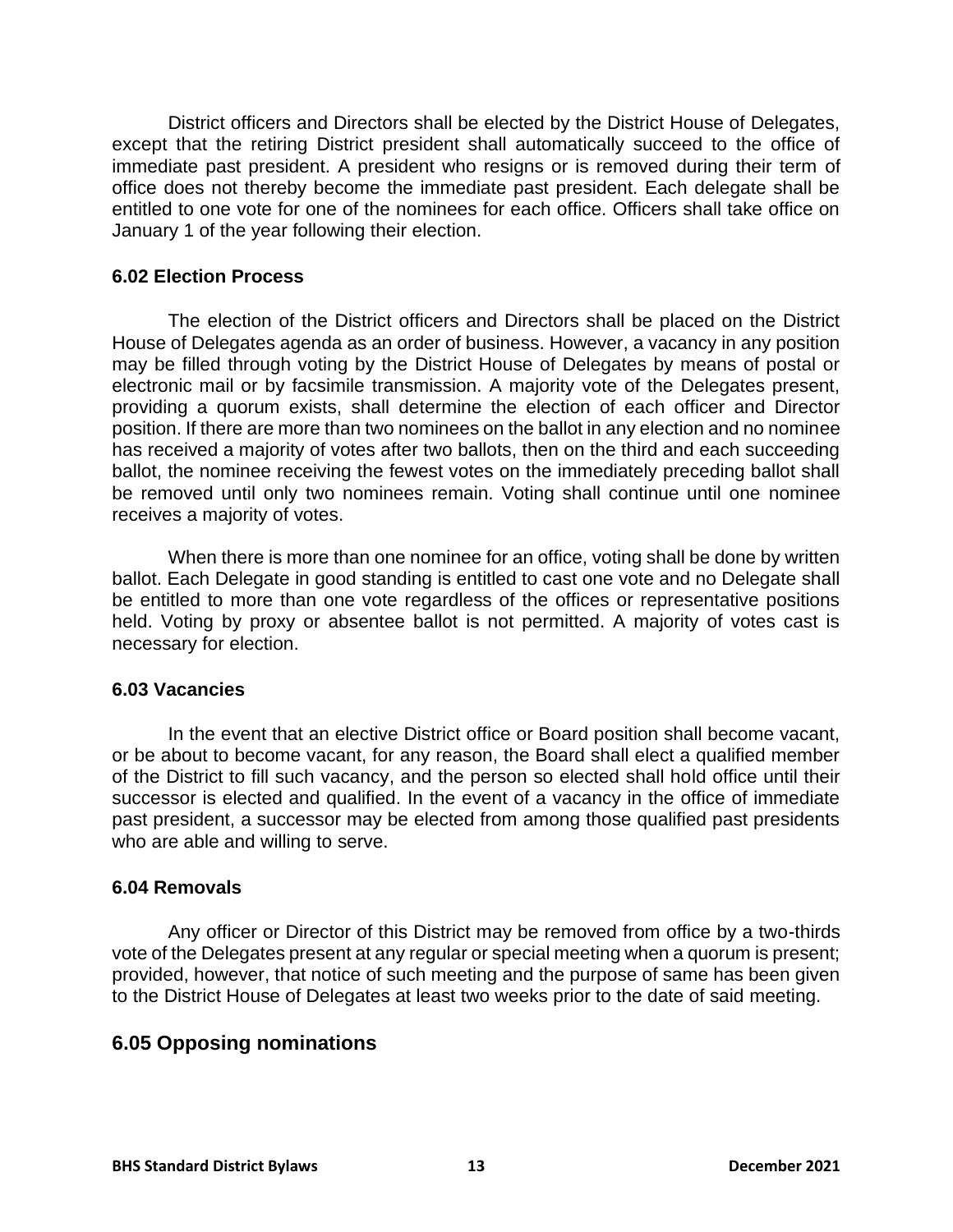District officers and Directors shall be elected by the District House of Delegates, except that the retiring District president shall automatically succeed to the office of immediate past president. A president who resigns or is removed during their term of office does not thereby become the immediate past president. Each delegate shall be entitled to one vote for one of the nominees for each office. Officers shall take office on January 1 of the year following their election.

### 6.02 Election Process

The election of the District officers and Directors shall be placed on the District House of Delegates agenda as an order of business. However, a vacancy in any position may be filled through voting by the District House of Delegates by means of postal or electronic mail or by facsimile transmission. A majority vote of the Delegates present, providing a quorum exists, shall determine the election of each officer and Director position. If there are more than two nominees on the ballot in any election and no nominee has received a majority of votes after two ballots, then on the third and each succeeding ballot, the nominee receiving the fewest votes on the immediately preceding ballot shall be removed until only two nominees remain. Voting shall continue until one nominee receives a majority of votes.

When there is more than one nominee for an office, voting shall be done by written ballot. Each Delegate in good standing is entitled to cast one vote and no Delegate shall be entitled to more than one vote regardless of the offices or representative positions held. Voting by proxy or absentee ballot is not permitted. A majority of votes cast is necessary for election.

### 6.03 Vacancies

In the event that an elective District office or Board position shall become vacant, or be about to become vacant, for any reason, the Board shall elect a qualified member of the District to fill such vacancy, and the person so elected shall hold office until their successor is elected and qualified. In the event of a vacancy in the office of immediate past president, a successor may be elected from among those qualified past presidents who are able and willing to serve.

### 6.04 Removals

Any officer or Director of this District may be removed from office by a two-thirds vote of the Delegates present at any regular or special meeting when a quorum is present; provided, however, that notice of such meeting and the purpose of same has been given to the District House of Delegates at least two weeks prior to the date of said meeting.

## 6.05 Opposing nominations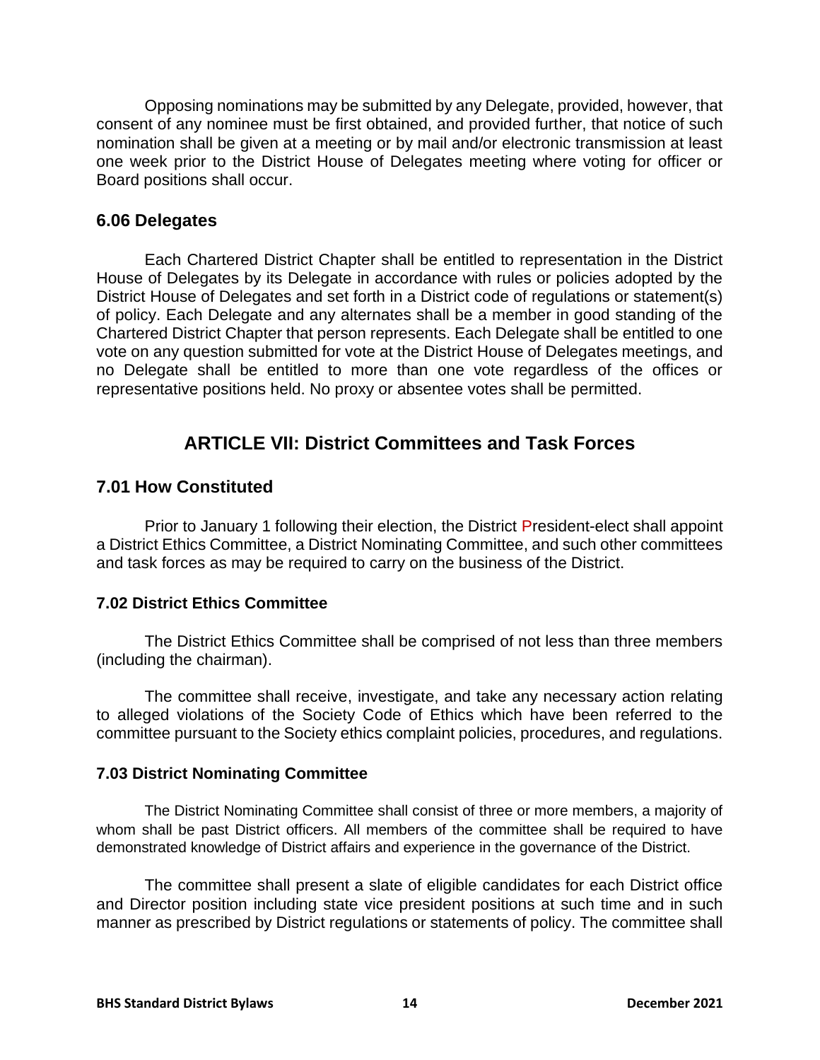Opposing nominations may be submitted by any Delegate, provided, however, that consent of any nominee must be first obtained, and provided further, that notice of such nomination shall be given at a meeting or by mail and/or electronic transmission at least one week prior to the District House of Delegates meeting where voting for officer or Board positions shall occur.

### 6.06 Delegates

Each Chartered District Chapter shall be entitled to representation in the District House of Delegates by its Delegate in accordance with rules or policies adopted by the District House of Delegates and set forth in a District code of regulations or statement(s) of policy. Each Delegate and any alternates shall be a member in good standing of the Chartered District Chapter that person represents. Each Delegate shall be entitled to one vote on any question submitted for vote at the District House of Delegates meetings, and no Delegate shall be entitled to more than one vote regardless of the offices or representative positions held. No proxy or absentee votes shall be permitted.

## ARTICLE VII: District Committees and Task Forces

### 7.01 How Constituted

Prior to January 1 following their election, the District President-elect shall appoint a District Ethics Committee, a District Nominating Committee, and such other committees and task forces as may be required to carry on the business of the District.

#### 7.02 District Ethics Committee

The District Ethics Committee shall be comprised of not less than three members (including the chairman).

The committee shall receive, investigate, and take any necessary action relating to alleged violations of the Society Code of Ethics which have been referred to the committee pursuant to the Society ethics complaint policies, procedures, and regulations.

#### 7.03 District Nominating Committee

The District Nominating Committee shall consist of three or more members, a majority of whom shall be past District officers. All members of the committee shall be required to have demonstrated knowledge of District affairs and experience in the governance of the District.

The committee shall present a slate of eligible candidates for each District office and Director position including state vice president positions at such time and in such manner as prescribed by District regulations or statements of policy. The committee shall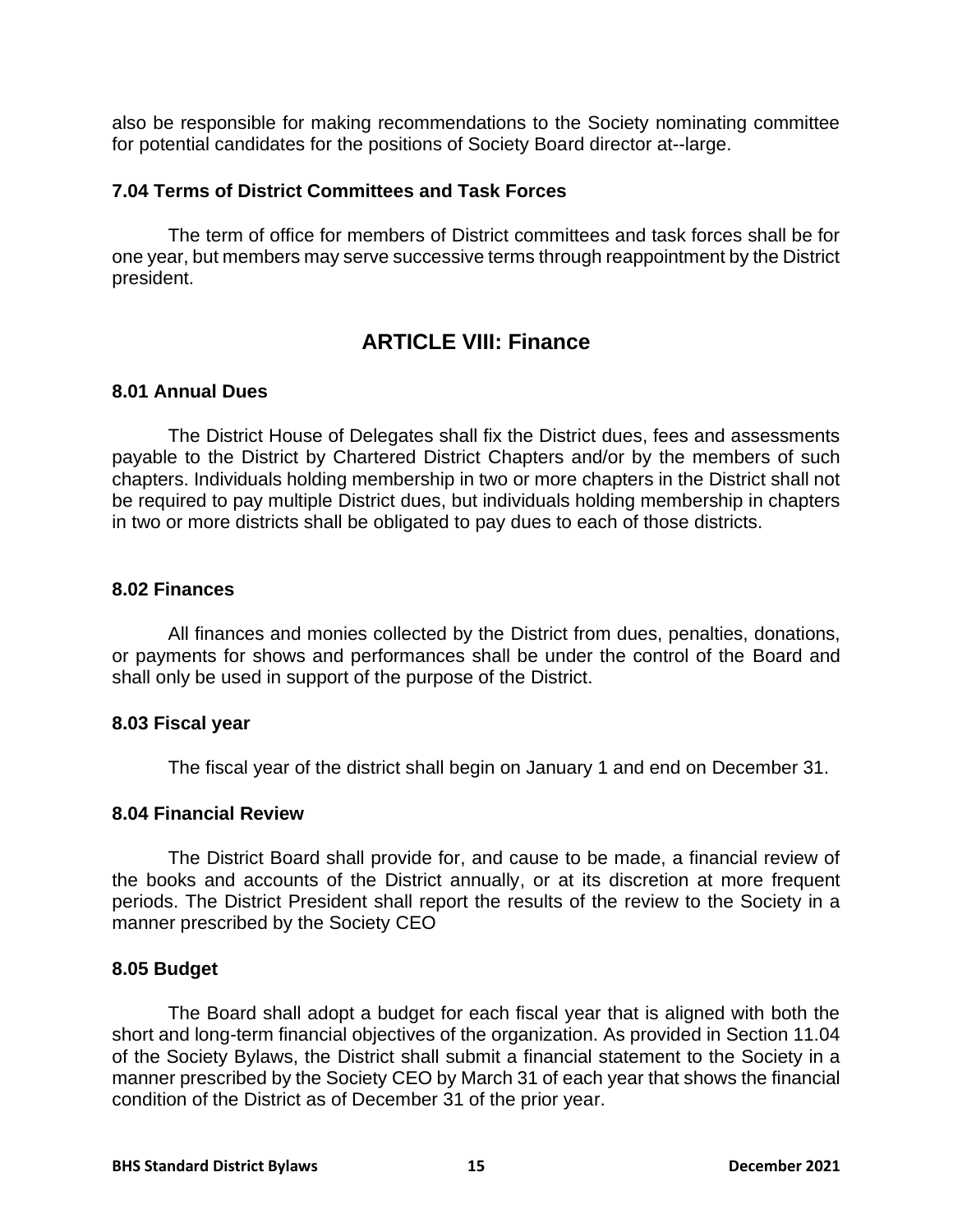also be responsible for making recommendations to the Society nominating committee for potential candidates for the positions of Society Board director at--large.

### 7.04 Terms of District Committees and Task Forces

The term of office for members of District committees and task forces shall be for one year, but members may serve successive terms through reappointment by the District president.

## ARTICLE VIII: Finance

### 8.01 Annual Dues

The District House of Delegates shall fix the District dues, fees and assessments payable to the District by Chartered District Chapters and/or by the members of such chapters. Individuals holding membership in two or more chapters in the District shall not be required to pay multiple District dues, but individuals holding membership in chapters in two or more districts shall be obligated to pay dues to each of those districts.

### 8.02 Finances

All finances and monies collected by the District from dues, penalties, donations, or payments for shows and performances shall be under the control of the Board and shall only be used in support of the purpose of the District.

### 8.03 Fiscal year

The fiscal year of the district shall begin on January 1 and end on December 31.

### 8.04 Financial Review

The District Board shall provide for, and cause to be made, a financial review of the books and accounts of the District annually, or at its discretion at more frequent periods. The District President shall report the results of the review to the Society in a manner prescribed by the Society CEO

### 8.05 Budget

The Board shall adopt a budget for each fiscal year that is aligned with both the short and long-term financial objectives of the organization. As provided in Section 11.04 of the Society Bylaws, the District shall submit a financial statement to the Society in a manner prescribed by the Society CEO by March 31 of each year that shows the financial condition of the District as of December 31 of the prior year.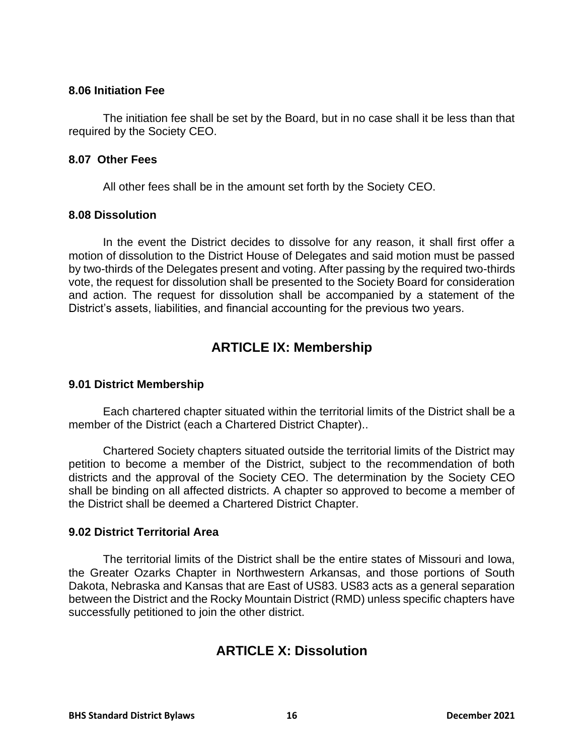### 8.06 Initiation Fee

The initiation fee shall be set by the Board, but in no case shall it be less than that required by the Society CEO.

### 8.07 Other Fees

All other fees shall be in the amount set forth by the Society CEO.

### 8.08 Dissolution

In the event the District decides to dissolve for any reason, it shall first offer a motion of dissolution to the District House of Delegates and said motion must be passed by two-thirds of the Delegates present and voting. After passing by the required two-thirds vote, the request for dissolution shall be presented to the Society Board for consideration and action. The request for dissolution shall be accompanied by a statement of the District's assets, liabilities, and financial accounting for the previous two years.

## ARTICLE IX: Membership

### 9.01 District Membership

Each chartered chapter situated within the territorial limits of the District shall be a member of the District (each a Chartered District Chapter)..

Chartered Society chapters situated outside the territorial limits of the District may petition to become a member of the District, subject to the recommendation of both districts and the approval of the Society CEO. The determination by the Society CEO shall be binding on all affected districts. A chapter so approved to become a member of the District shall be deemed a Chartered District Chapter.

### 9.02 District Territorial Area

The territorial limits of the District shall be the entire states of Missouri and Iowa, the Greater Ozarks Chapter in Northwestern Arkansas, and those portions of South Dakota, Nebraska and Kansas that are East of US83. US83 acts as a general separation between the District and the Rocky Mountain District (RMD) unless specific chapters have successfully petitioned to join the other district.

## ARTICLE X: Dissolution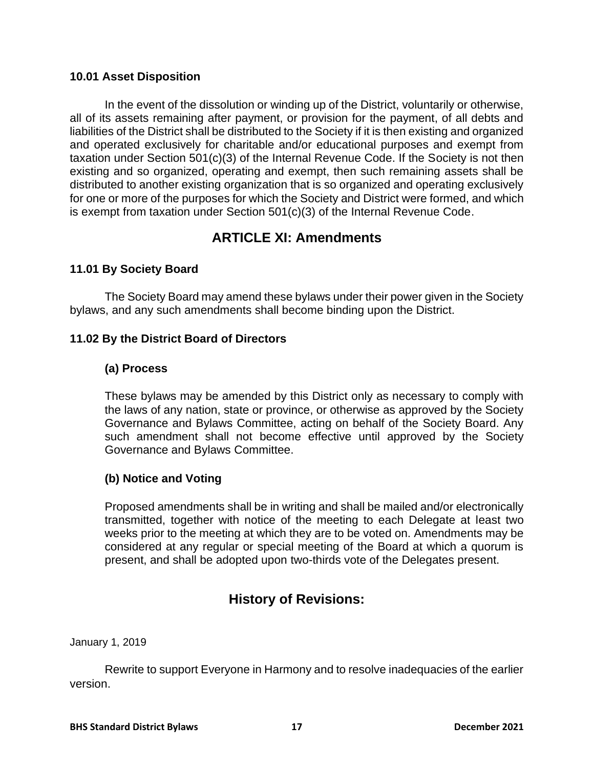### 10.01 Asset Disposition

In the event of the dissolution or winding up of the District, voluntarily or otherwise, all of its assets remaining after payment, or provision for the payment, of all debts and liabilities of the District shall be distributed to the Society if it is then existing and organized and operated exclusively for charitable and/or educational purposes and exempt from taxation under Section 501(c)(3) of the Internal Revenue Code. If the Society is not then existing and so organized, operating and exempt, then such remaining assets shall be distributed to another existing organization that is so organized and operating exclusively for one or more of the purposes for which the Society and District were formed, and which is exempt from taxation under Section 501(c)(3) of the Internal Revenue Code.

## ARTICLE XI: Amendments

### 11.01 By Society Board

The Society Board may amend these bylaws under their power given in the Society bylaws, and any such amendments shall become binding upon the District.

### 11.02 By the District Board of Directors

#### (a) Process

These bylaws may be amended by this District only as necessary to comply with the laws of any nation, state or province, or otherwise as approved by the Society Governance and Bylaws Committee, acting on behalf of the Society Board. Any such amendment shall not become effective until approved by the Society Governance and Bylaws Committee.

#### (b) Notice and Voting

Proposed amendments shall be in writing and shall be mailed and/or electronically transmitted, together with notice of the meeting to each Delegate at least two weeks prior to the meeting at which they are to be voted on. Amendments may be considered at any regular or special meeting of the Board at which a quorum is present, and shall be adopted upon two-thirds vote of the Delegates present.

## History of Revisions:

January 1, 2019

Rewrite to support Everyone in Harmony and to resolve inadequacies of the earlier version.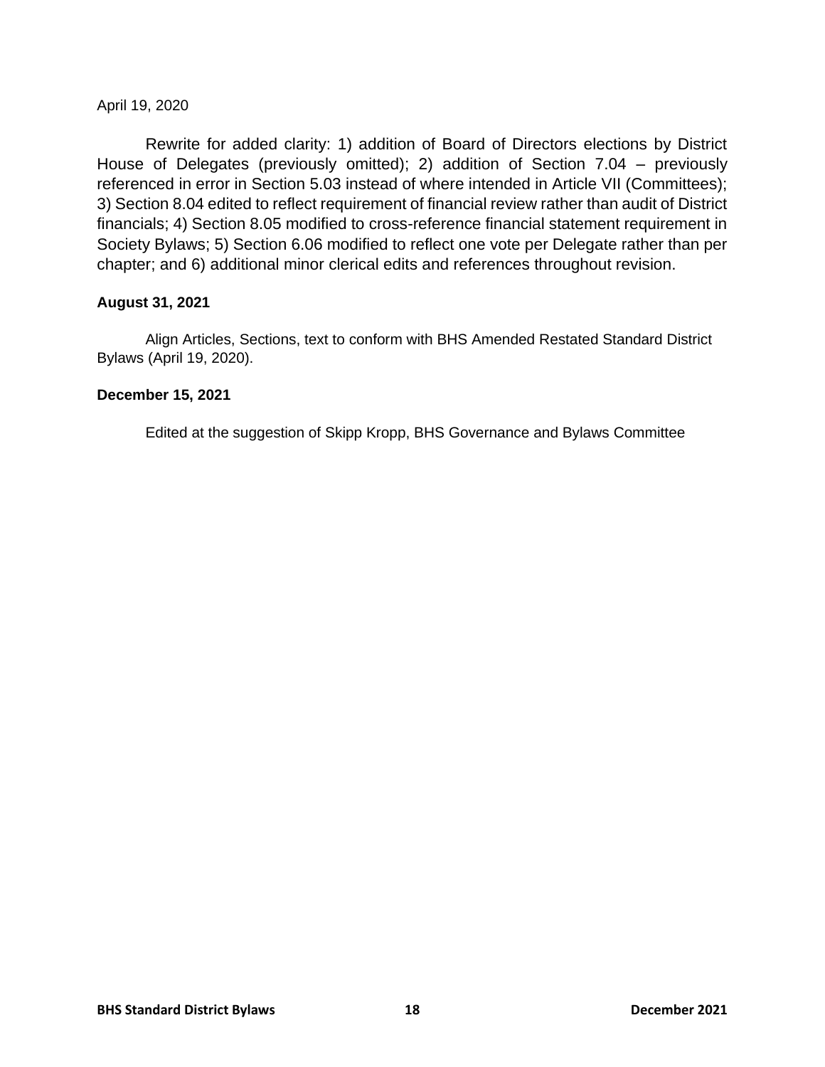April 19, 2020

Rewrite for added clarity: 1) addition of Board of Directors elections by District House of Delegates (previously omitted); 2) addition of Section 7.04 – previously referenced in error in Section 5.03 instead of where intended in Article VII (Committees); 3) Section 8.04 edited to reflect requirement of financial review rather than audit of District financials; 4) Section 8.05 modified to cross-reference financial statement requirement in Society Bylaws; 5) Section 6.06 modified to reflect one vote per Delegate rather than per chapter; and 6) additional minor clerical edits and references throughout revision.

**August 31, 2021**

Align Articles, Sections, text to conform with BHS Amended Restated Standard District Bylaws (April 19, 2020).

**December 15, 2021**

Edited at the suggestion of Skipp Kropp, BHS Governance and Bylaws Committee